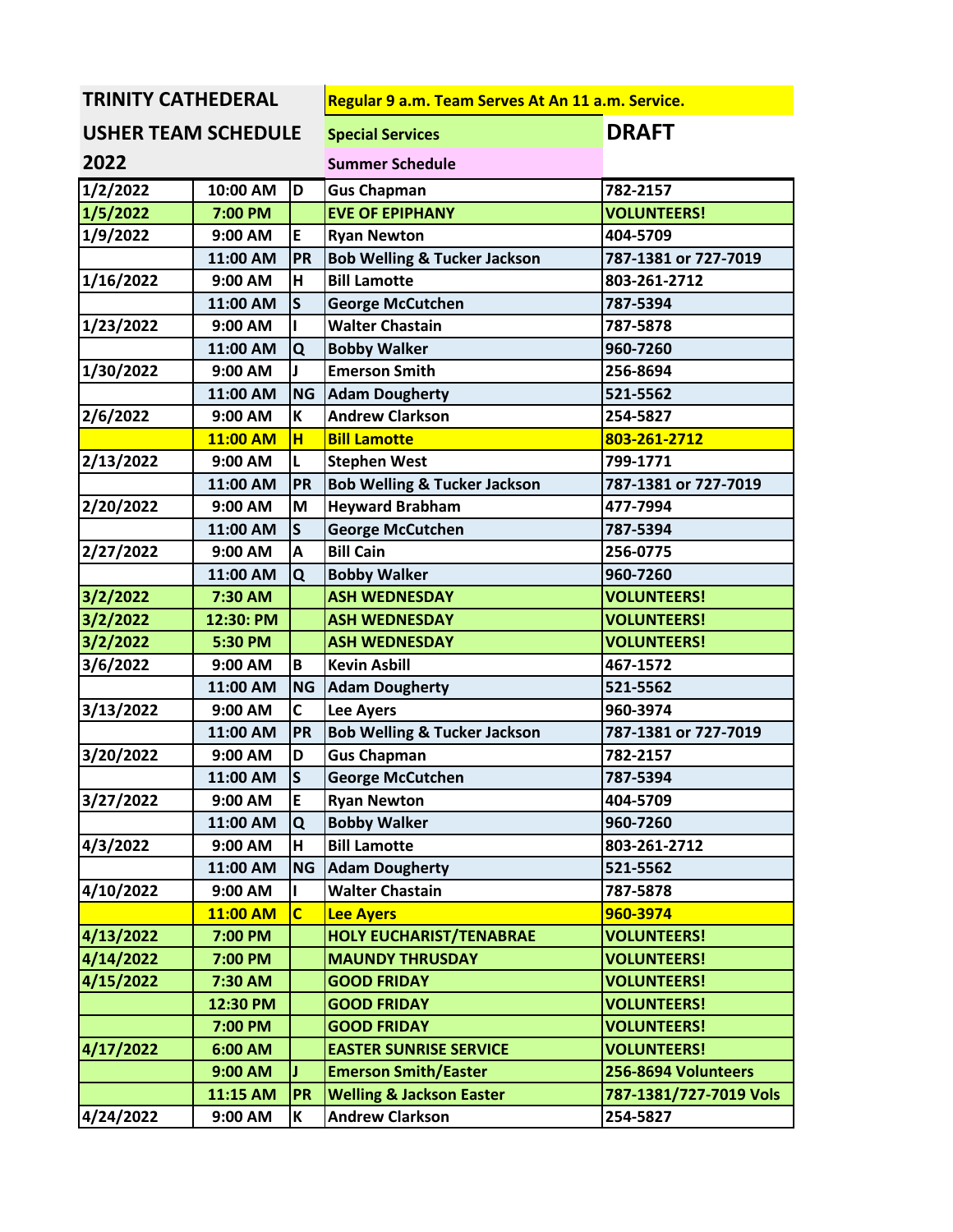# TRINITY CATHEDERAL

## USHER TEAM SCHEDULE

## 2022

Regular 9 a.m. Team Serves At An 11 a.m. Service.

Special Services

Summer Schedule

**DRAFT**

| Date | Time | Team | Name | Phone |
|---|---|---|---|---|
| 1/2/2022 | 10:00 AM | D | Gus Chapman | 782-2157 |
| 1/5/2022 | 7:00 PM | | EVE OF EPIPHANY | VOLUNTEERS! |
| 1/9/2022 | 9:00 AM | E | Ryan Newton | 404-5709 |
| | 11:00 AM | PR | Bob Welling & Tucker Jackson | 787-1381 or 727-7019 |
| 1/16/2022 | 9:00 AM | H | Bill Lamotte | 803-261-2712 |
| | 11:00 AM | S | George McCutchen | 787-5394 |
| 1/23/2022 | 9:00 AM | I | Walter Chastain | 787-5878 |
| | 11:00 AM | Q | Bobby Walker | 960-7260 |
| 1/30/2022 | 9:00 AM | J | Emerson Smith | 256-8694 |
| | 11:00 AM | NG | Adam Dougherty | 521-5562 |
| 2/6/2022 | 9:00 AM | K | Andrew Clarkson | 254-5827 |
| | 11:00 AM | H | Bill Lamotte | 803-261-2712 |
| 2/13/2022 | 9:00 AM | L | Stephen West | 799-1771 |
| | 11:00 AM | PR | Bob Welling & Tucker Jackson | 787-1381 or 727-7019 |
| 2/20/2022 | 9:00 AM | M | Heyward Brabham | 477-7994 |
| | 11:00 AM | S | George McCutchen | 787-5394 |
| 2/27/2022 | 9:00 AM | A | Bill Cain | 256-0775 |
| | 11:00 AM | Q | Bobby Walker | 960-7260 |
| 3/2/2022 | 7:30 AM | | ASH WEDNESDAY | VOLUNTEERS! |
| 3/2/2022 | 12:30: PM | | ASH WEDNESDAY | VOLUNTEERS! |
| 3/2/2022 | 5:30 PM | | ASH WEDNESDAY | VOLUNTEERS! |
| 3/6/2022 | 9:00 AM | B | Kevin Asbill | 467-1572 |
| | 11:00 AM | NG | Adam Dougherty | 521-5562 |
| 3/13/2022 | 9:00 AM | C | Lee Ayers | 960-3974 |
| | 11:00 AM | PR | Bob Welling & Tucker Jackson | 787-1381 or 727-7019 |
| 3/20/2022 | 9:00 AM | D | Gus Chapman | 782-2157 |
| | 11:00 AM | S | George McCutchen | 787-5394 |
| 3/27/2022 | 9:00 AM | E | Ryan Newton | 404-5709 |
| | 11:00 AM | Q | Bobby Walker | 960-7260 |
| 4/3/2022 | 9:00 AM | H | Bill Lamotte | 803-261-2712 |
| | 11:00 AM | NG | Adam Dougherty | 521-5562 |
| 4/10/2022 | 9:00 AM | I | Walter Chastain | 787-5878 |
| | 11:00 AM | C | Lee Ayers | 960-3974 |
| 4/13/2022 | 7:00 PM | | HOLY EUCHARIST/TENABRAE | VOLUNTEERS! |
| 4/14/2022 | 7:00 PM | | MAUNDY THRUSDAY | VOLUNTEERS! |
| 4/15/2022 | 7:30 AM | | GOOD FRIDAY | VOLUNTEERS! |
| | 12:30 PM | | GOOD FRIDAY | VOLUNTEERS! |
| | 7:00 PM | | GOOD FRIDAY | VOLUNTEERS! |
| 4/17/2022 | 6:00 AM | | EASTER SUNRISE SERVICE | VOLUNTEERS! |
| | 9:00 AM | J | Emerson Smith/Easter | 256-8694 Volunteers |
| | 11:15 AM | PR | Welling & Jackson Easter | 787-1381/727-7019 Vols |
| 4/24/2022 | 9:00 AM | K | Andrew Clarkson | 254-5827 |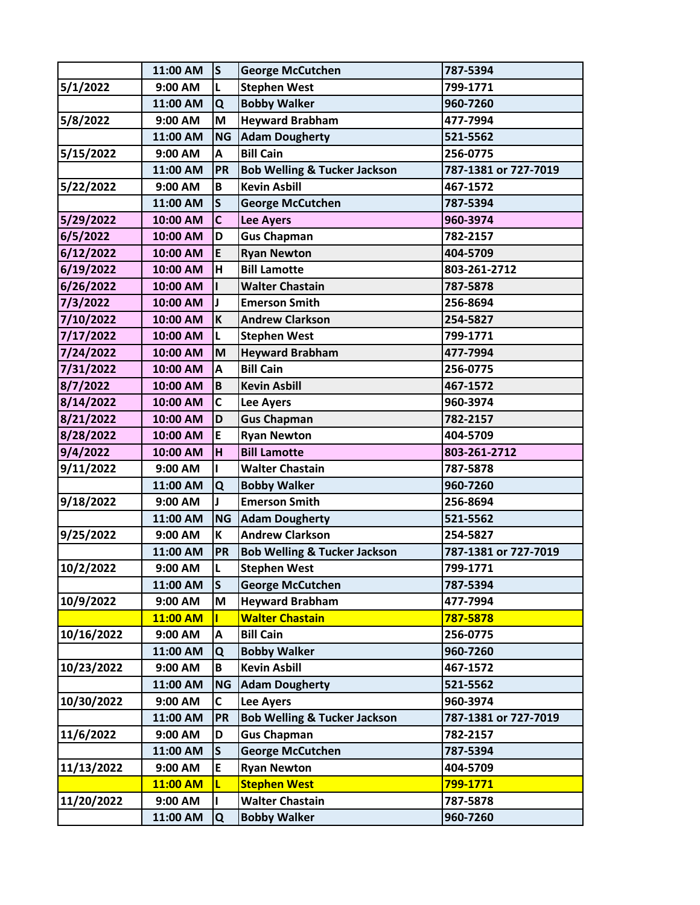| | | | | |
|---|---|---|---|---|
| | 11:00 AM | S | George McCutchen | 787-5394 |
| 5/1/2022 | 9:00 AM | L | Stephen West | 799-1771 |
| | 11:00 AM | Q | Bobby Walker | 960-7260 |
| 5/8/2022 | 9:00 AM | M | Heyward Brabham | 477-7994 |
| | 11:00 AM | NG | Adam Dougherty | 521-5562 |
| 5/15/2022 | 9:00 AM | A | Bill Cain | 256-0775 |
| | 11:00 AM | PR | Bob Welling & Tucker Jackson | 787-1381 or 727-7019 |
| 5/22/2022 | 9:00 AM | B | Kevin Asbill | 467-1572 |
| | 11:00 AM | S | George McCutchen | 787-5394 |
| 5/29/2022 | 10:00 AM | C | Lee Ayers | 960-3974 |
| 6/5/2022 | 10:00 AM | D | Gus Chapman | 782-2157 |
| 6/12/2022 | 10:00 AM | E | Ryan Newton | 404-5709 |
| 6/19/2022 | 10:00 AM | H | Bill Lamotte | 803-261-2712 |
| 6/26/2022 | 10:00 AM | I | Walter Chastain | 787-5878 |
| 7/3/2022 | 10:00 AM | J | Emerson Smith | 256-8694 |
| 7/10/2022 | 10:00 AM | K | Andrew Clarkson | 254-5827 |
| 7/17/2022 | 10:00 AM | L | Stephen West | 799-1771 |
| 7/24/2022 | 10:00 AM | M | Heyward Brabham | 477-7994 |
| 7/31/2022 | 10:00 AM | A | Bill Cain | 256-0775 |
| 8/7/2022 | 10:00 AM | B | Kevin Asbill | 467-1572 |
| 8/14/2022 | 10:00 AM | C | Lee Ayers | 960-3974 |
| 8/21/2022 | 10:00 AM | D | Gus Chapman | 782-2157 |
| 8/28/2022 | 10:00 AM | E | Ryan Newton | 404-5709 |
| 9/4/2022 | 10:00 AM | H | Bill Lamotte | 803-261-2712 |
| 9/11/2022 | 9:00 AM | I | Walter Chastain | 787-5878 |
| | 11:00 AM | Q | Bobby Walker | 960-7260 |
| 9/18/2022 | 9:00 AM | J | Emerson Smith | 256-8694 |
| | 11:00 AM | NG | Adam Dougherty | 521-5562 |
| 9/25/2022 | 9:00 AM | K | Andrew Clarkson | 254-5827 |
| | 11:00 AM | PR | Bob Welling & Tucker Jackson | 787-1381 or 727-7019 |
| 10/2/2022 | 9:00 AM | L | Stephen West | 799-1771 |
| | 11:00 AM | S | George McCutchen | 787-5394 |
| 10/9/2022 | 9:00 AM | M | Heyward Brabham | 477-7994 |
| | 11:00 AM | I | Walter Chastain | 787-5878 |
| 10/16/2022 | 9:00 AM | A | Bill Cain | 256-0775 |
| | 11:00 AM | Q | Bobby Walker | 960-7260 |
| 10/23/2022 | 9:00 AM | B | Kevin Asbill | 467-1572 |
| | 11:00 AM | NG | Adam Dougherty | 521-5562 |
| 10/30/2022 | 9:00 AM | C | Lee Ayers | 960-3974 |
| | 11:00 AM | PR | Bob Welling & Tucker Jackson | 787-1381 or 727-7019 |
| 11/6/2022 | 9:00 AM | D | Gus Chapman | 782-2157 |
| | 11:00 AM | S | George McCutchen | 787-5394 |
| 11/13/2022 | 9:00 AM | E | Ryan Newton | 404-5709 |
| | 11:00 AM | L | Stephen West | 799-1771 |
| 11/20/2022 | 9:00 AM | I | Walter Chastain | 787-5878 |
| | 11:00 AM | Q | Bobby Walker | 960-7260 |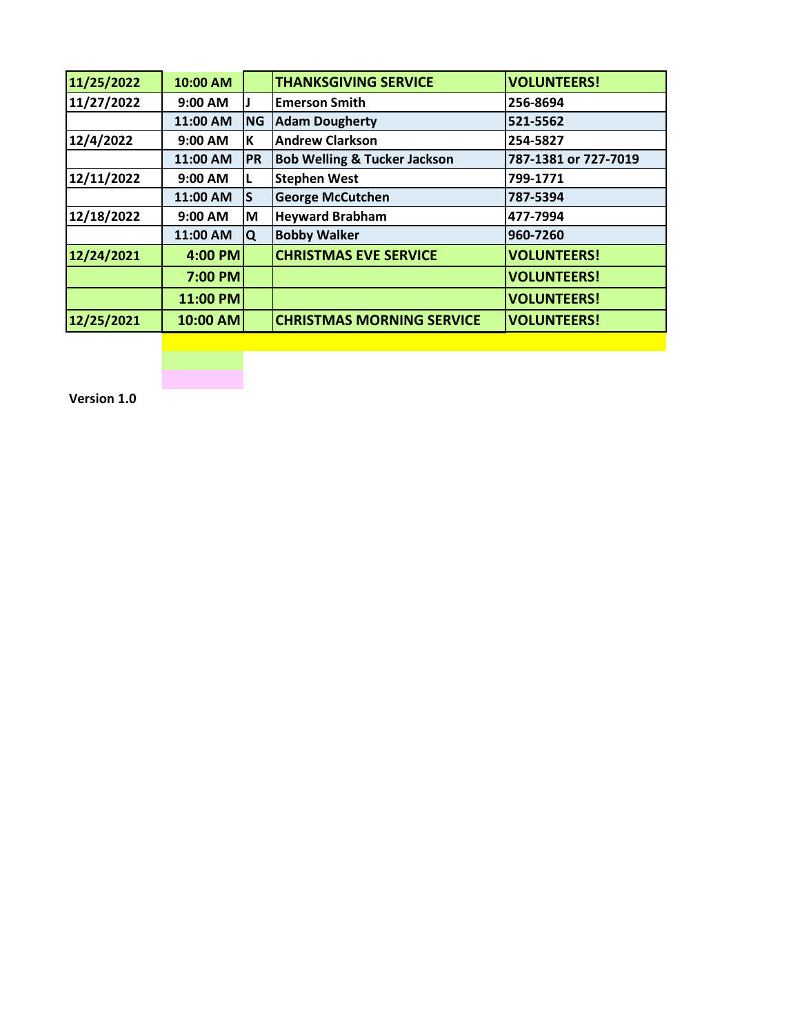| 11/25/2022 | 10:00 AM | | THANKSGIVING SERVICE | VOLUNTEERS! |
|---|---|---|---|---|
| 11/27/2022 | 9:00 AM | J | Emerson Smith | 256-8694 |
| | 11:00 AM | NG | Adam Dougherty | 521-5562 |
| 12/4/2022 | 9:00 AM | K | Andrew Clarkson | 254-5827 |
| | 11:00 AM | PR | Bob Welling & Tucker Jackson | 787-1381 or 727-7019 |
| 12/11/2022 | 9:00 AM | L | Stephen West | 799-1771 |
| | 11:00 AM | S | George McCutchen | 787-5394 |
| 12/18/2022 | 9:00 AM | M | Heyward Brabham | 477-7994 |
| | 11:00 AM | Q | Bobby Walker | 960-7260 |
| 12/24/2021 | 4:00 PM | | CHRISTMAS EVE SERVICE | VOLUNTEERS! |
| | 7:00 PM | | | VOLUNTEERS! |
| | 11:00 PM | | | VOLUNTEERS! |
| 12/25/2021 | 10:00 AM | | CHRISTMAS MORNING SERVICE | VOLUNTEERS! |

**Version 1.0**